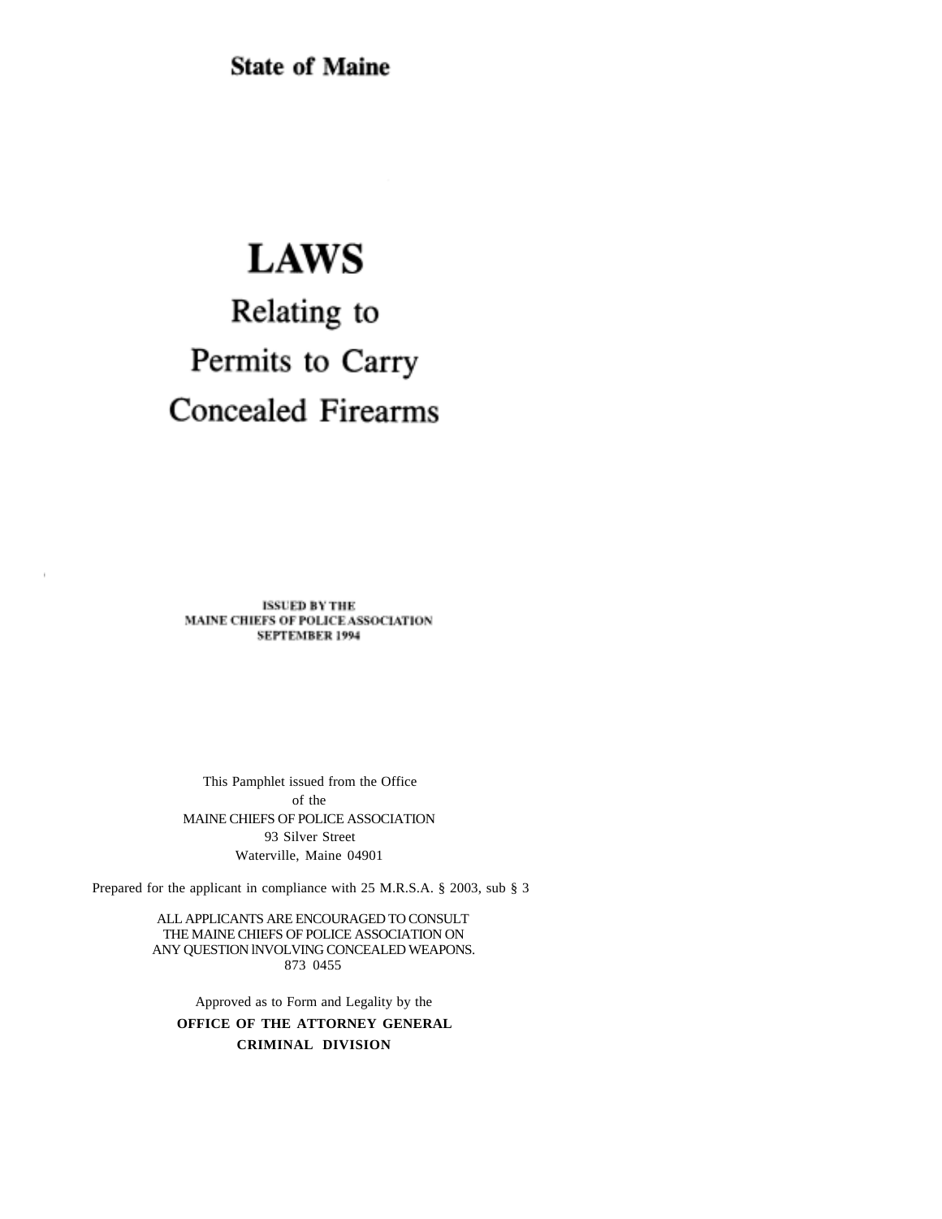State of Maine

# LAWS

## Relating to Permits to Carry Concealed Firearms

**ISSUED BY THE MAINE CHIEFS OF POLICE ASSOCIATION SEPTEMBER 1994**

This Pamphlet issued from the Office
of the
MAINE CHIEFS OF POLICE ASSOCIATION
93 Silver Street
Waterville, Maine 04901

Prepared for the applicant in compliance with 25 M.R.S.A. § 2003, sub § 3

ALL APPLICANTS ARE ENCOURAGED TO CONSULT THE MAINE CHIEFS OF POLICE ASSOCIATION ON ANY QUESTION INVOLVING CONCEALED WEAPONS.
873 0455

Approved as to Form and Legality by the
**OFFICE OF THE ATTORNEY GENERAL**
**CRIMINAL DIVISION**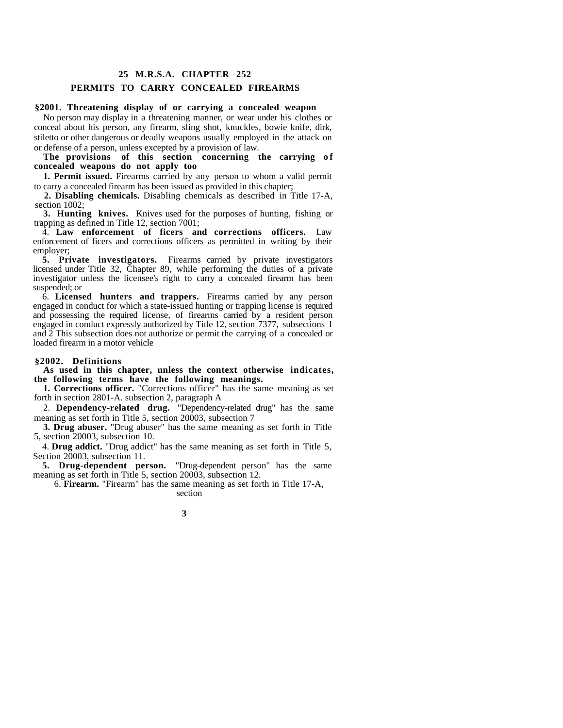# 25 M.R.S.A. CHAPTER 252

## PERMITS TO CARRY CONCEALED FIREARMS

### §2001. Threatening display of or carrying a concealed weapon

No person may display in a threatening manner, or wear under his clothes or conceal about his person, any firearm, sling shot, knuckles, bowie knife, dirk, stiletto or other dangerous or deadly weapons usually employed in the attack on or defense of a person, unless excepted by a provision of law.

**The provisions of this section concerning the carrying of concealed weapons do not apply too**

**1. Permit issued.** Firearms carried by any person to whom a valid permit to carry a concealed firearm has been issued as provided in this chapter;

**2. Disabling chemicals.** Disabling chemicals as described in Title 17-A, section 1002;

**3. Hunting knives.** Knives used for the purposes of hunting, fishing or trapping as defined in Title 12, section 7001;

4. **Law enforcement of ficers and corrections officers.** Law enforcement of ficers and corrections officers as permitted in writing by their employer;

**5. Private investigators.** Firearms carried by private investigators licensed under Title 32, Chapter 89, while performing the duties of a private investigator unless the licensee's right to carry a concealed firearm has been suspended; or

6. **Licensed hunters and trappers.** Firearms carried by any person engaged in conduct for which a state-issued hunting or trapping license is required and possessing the required license, of firearms carried by a resident person engaged in conduct expressly authorized by Title 12, section 7377, subsections 1 and 2 This subsection does not authorize or permit the carrying of a concealed or loaded firearm in a motor vehicle

### §2002. Definitions

**As used in this chapter, unless the context otherwise indicates, the following terms have the following meanings.**

**1. Corrections officer.** "Corrections officer" has the same meaning as set forth in section 2801-A. subsection 2, paragraph A

2. **Dependency-related drug.** "Dependency-related drug" has the same meaning as set forth in Title 5, section 20003, subsection 7

**3. Drug abuser.** "Drug abuser" has the same meaning as set forth in Title 5, section 20003, subsection 10.

4. **Drug addict.** "Drug addict" has the same meaning as set forth in Title 5, Section 20003, subsection 11.

**5. Drug-dependent person.** "Drug-dependent person" has the same meaning as set forth in Title 5, section 20003, subsection 12.

6. **Firearm.** "Firearm" has the same meaning as set forth in Title 17-A, section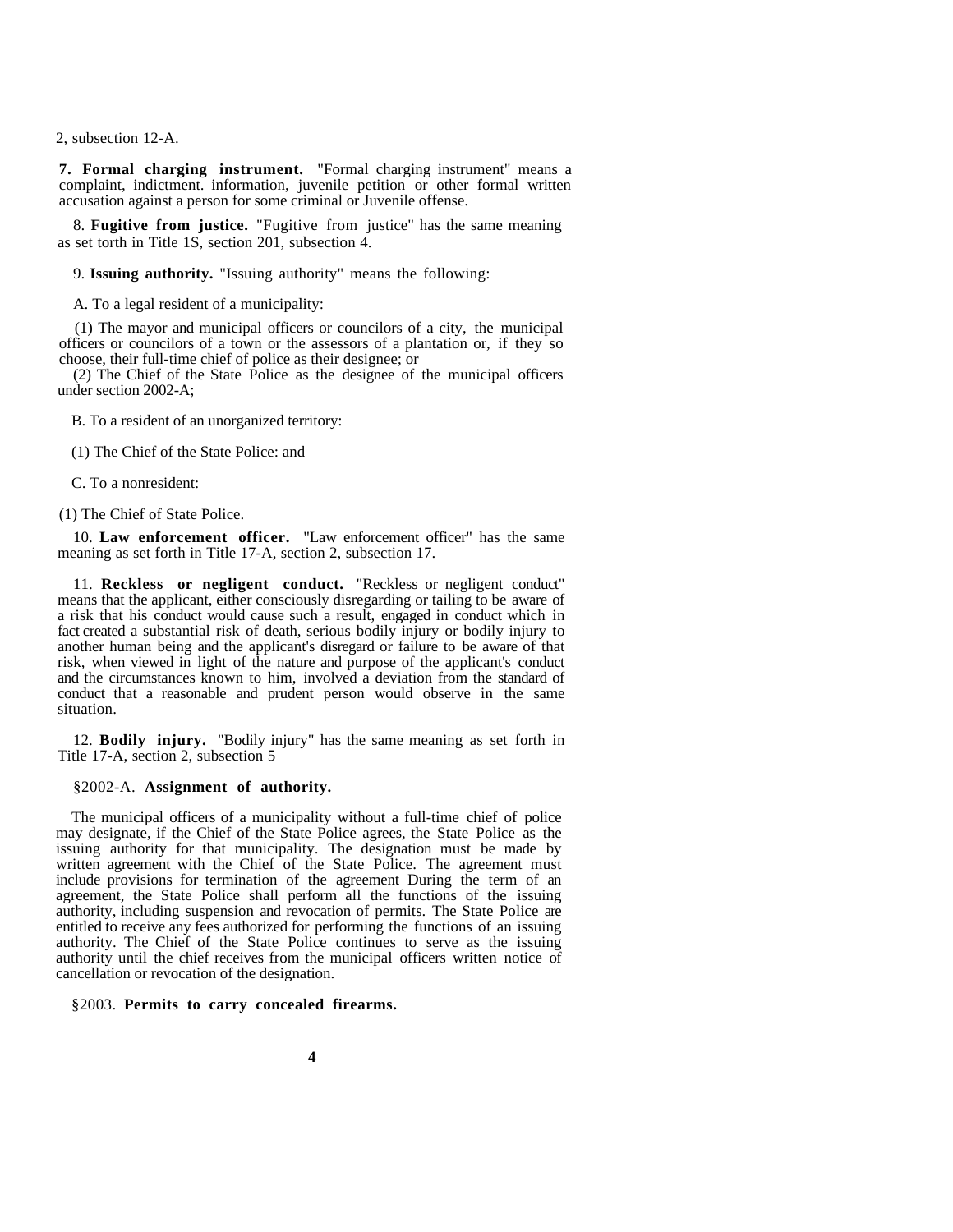2, subsection 12-A.

**7. Formal charging instrument.** "Formal charging instrument" means a complaint, indictment. information, juvenile petition or other formal written accusation against a person for some criminal or Juvenile offense.

8. **Fugitive from justice.** "Fugitive from justice" has the same meaning as set torth in Title 1S, section 201, subsection 4.

9. **Issuing authority.** "Issuing authority" means the following:

A. To a legal resident of a municipality:

(1) The mayor and municipal officers or councilors of a city, the municipal officers or councilors of a town or the assessors of a plantation or, if they so choose, their full-time chief of police as their designee; or

(2) The Chief of the State Police as the designee of the municipal officers under section 2002-A;

B. To a resident of an unorganized territory:

(1) The Chief of the State Police: and

C. To a nonresident:

(1) The Chief of State Police.

10. **Law enforcement officer.** "Law enforcement officer" has the same meaning as set forth in Title 17-A, section 2, subsection 17.

11. **Reckless or negligent conduct.** "Reckless or negligent conduct" means that the applicant, either consciously disregarding or tailing to be aware of a risk that his conduct would cause such a result, engaged in conduct which in fact created a substantial risk of death, serious bodily injury or bodily injury to another human being and the applicant's disregard or failure to be aware of that risk, when viewed in light of the nature and purpose of the applicant's conduct and the circumstances known to him, involved a deviation from the standard of conduct that a reasonable and prudent person would observe in the same situation.

12. **Bodily injury.** "Bodily injury" has the same meaning as set forth in Title 17-A, section 2, subsection 5

§2002-A. **Assignment of authority.**

The municipal officers of a municipality without a full-time chief of police may designate, if the Chief of the State Police agrees, the State Police as the issuing authority for that municipality. The designation must be made by written agreement with the Chief of the State Police. The agreement must include provisions for termination of the agreement During the term of an agreement, the State Police shall perform all the functions of the issuing authority, including suspension and revocation of permits. The State Police are entitled to receive any fees authorized for performing the functions of an issuing authority. The Chief of the State Police continues to serve as the issuing authority until the chief receives from the municipal officers written notice of cancellation or revocation of the designation.

§2003. **Permits to carry concealed firearms.**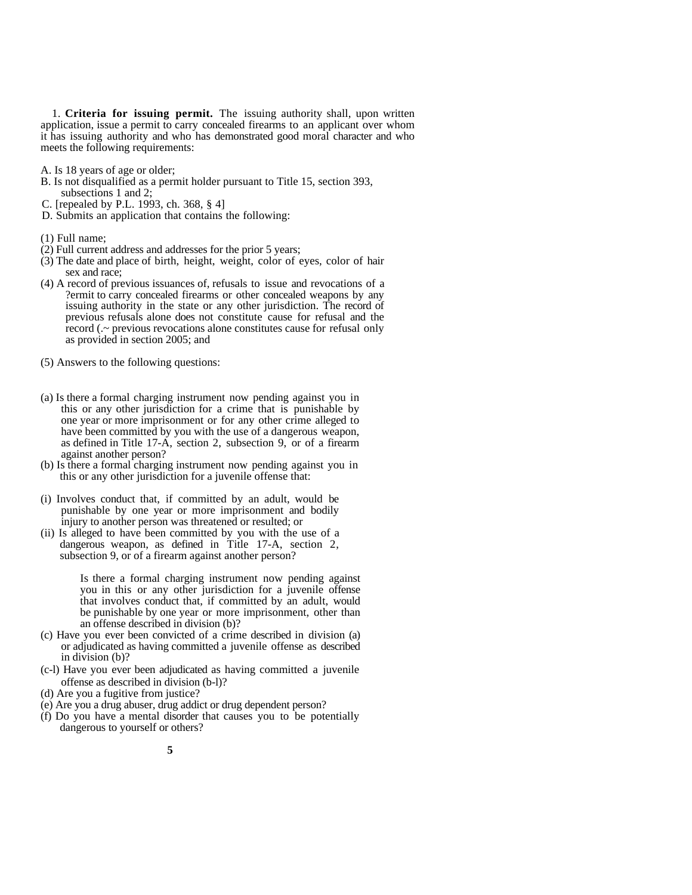1. **Criteria for issuing permit.** The issuing authority shall, upon written application, issue a permit to carry concealed firearms to an applicant over whom it has issuing authority and who has demonstrated good moral character and who meets the following requirements:

A. Is 18 years of age or older;
B. Is not disqualified as a permit holder pursuant to Title 15, section 393, subsections 1 and 2;
C. [repealed by P.L. 1993, ch. 368, § 4]
D. Submits an application that contains the following:

(1) Full name;
(2) Full current address and addresses for the prior 5 years;
(3) The date and place of birth, height, weight, color of eyes, color of hair sex and race;
(4) A record of previous issuances of, refusals to issue and revocations of a ?ermit to carry concealed firearms or other concealed weapons by any issuing authority in the state or any other jurisdiction. The record of previous refusals alone does not constitute cause for refusal and the record (.~ previous revocations alone constitutes cause for refusal only as provided in section 2005; and

(5) Answers to the following questions:

(a) Is there a formal charging instrument now pending against you in this or any other jurisdiction for a crime that is punishable by one year or more imprisonment or for any other crime alleged to have been committed by you with the use of a dangerous weapon, as defined in Title 17-A, section 2, subsection 9, or of a firearm against another person?
(b) Is there a formal charging instrument now pending against you in this or any other jurisdiction for a juvenile offense that:

(i) Involves conduct that, if committed by an adult, would be punishable by one year or more imprisonment and bodily injury to another person was threatened or resulted; or
(ii) Is alleged to have been committed by you with the use of a dangerous weapon, as defined in Title 17-A, section 2, subsection 9, or of a firearm against another person?

Is there a formal charging instrument now pending against you in this or any other jurisdiction for a juvenile offense that involves conduct that, if committed by an adult, would be punishable by one year or more imprisonment, other than an offense described in division (b)?

(c) Have you ever been convicted of a crime described in division (a) or adjudicated as having committed a juvenile offense as described in division (b)?
(c-l) Have you ever been adjudicated as having committed a juvenile offense as described in division (b-l)?
(d) Are you a fugitive from justice?
(e) Are you a drug abuser, drug addict or drug dependent person?
(f) Do you have a mental disorder that causes you to be potentially dangerous to yourself or others?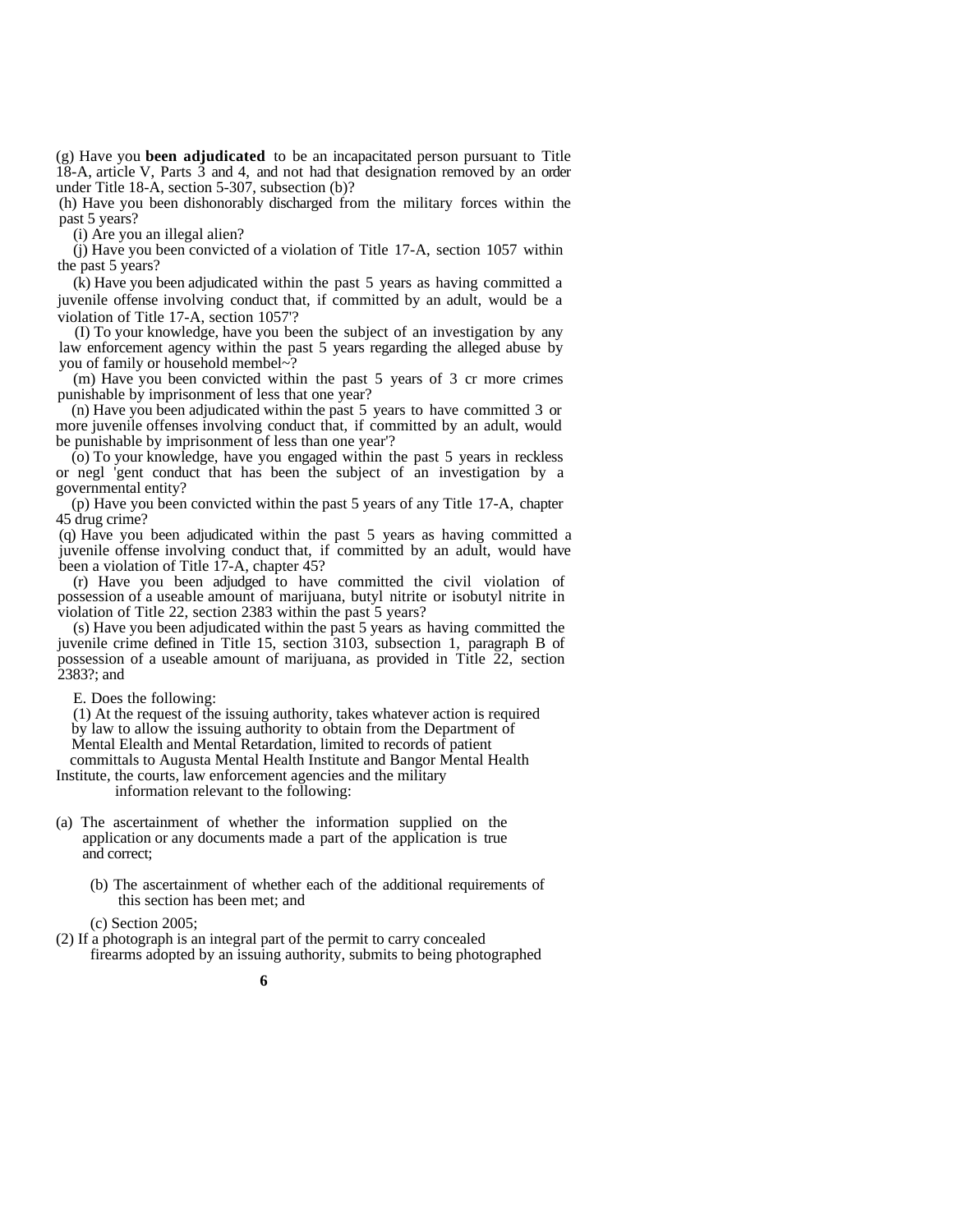(g) Have you **been adjudicated** to be an incapacitated person pursuant to Title 18-A, article V, Parts 3 and 4, and not had that designation removed by an order under Title 18-A, section 5-307, subsection (b)?

(h) Have you been dishonorably discharged from the military forces within the past 5 years?

(i) Are you an illegal alien?

(j) Have you been convicted of a violation of Title 17-A, section 1057 within the past 5 years?

(k) Have you been adjudicated within the past 5 years as having committed a juvenile offense involving conduct that, if committed by an adult, would be a violation of Title 17-A, section 1057'?

(I) To your knowledge, have you been the subject of an investigation by any law enforcement agency within the past 5 years regarding the alleged abuse by you of family or household membel~?

(m) Have you been convicted within the past 5 years of 3 cr more crimes punishable by imprisonment of less that one year?

(n) Have you been adjudicated within the past 5 years to have committed 3 or more juvenile offenses involving conduct that, if committed by an adult, would be punishable by imprisonment of less than one year'?

(o) To your knowledge, have you engaged within the past 5 years in reckless or negl 'gent conduct that has been the subject of an investigation by a governmental entity?

(p) Have you been convicted within the past 5 years of any Title 17-A, chapter 45 drug crime?

(q) Have you been adjudicated within the past 5 years as having committed a juvenile offense involving conduct that, if committed by an adult, would have been a violation of Title 17-A, chapter 45?

(r) Have you been adjudged to have committed the civil violation of possession of a useable amount of marijuana, butyl nitrite or isobutyl nitrite in violation of Title 22, section 2383 within the past 5 years?

(s) Have you been adjudicated within the past 5 years as having committed the juvenile crime defined in Title 15, section 3103, subsection 1, paragraph B of possession of a useable amount of marijuana, as provided in Title 22, section 2383?; and

E. Does the following:

(1) At the request of the issuing authority, takes whatever action is required by law to allow the issuing authority to obtain from the Department of Mental Elealth and Mental Retardation, limited to records of patient committals to Augusta Mental Health Institute and Bangor Mental Health Institute, the courts, law enforcement agencies and the military information relevant to the following:

(a) The ascertainment of whether the information supplied on the application or any documents made a part of the application is true and correct;

(b) The ascertainment of whether each of the additional requirements of this section has been met; and

(c) Section 2005;

(2) If a photograph is an integral part of the permit to carry concealed firearms adopted by an issuing authority, submits to being photographed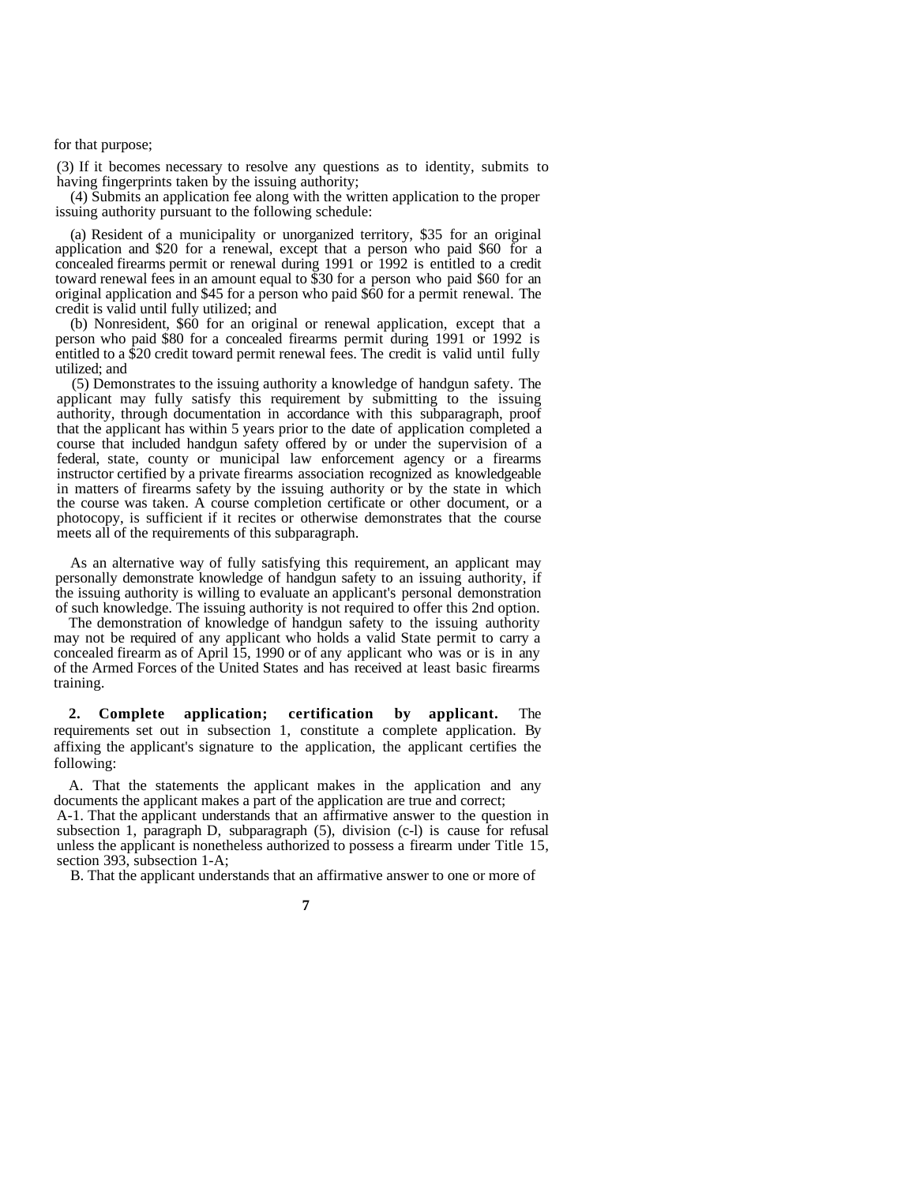for that purpose;

(3) If it becomes necessary to resolve any questions as to identity, submits to having fingerprints taken by the issuing authority;

(4) Submits an application fee along with the written application to the proper issuing authority pursuant to the following schedule:

(a) Resident of a municipality or unorganized territory, $35 for an original application and $20 for a renewal, except that a person who paid $60 for a concealed firearms permit or renewal during 1991 or 1992 is entitled to a credit toward renewal fees in an amount equal to $30 for a person who paid $60 for an original application and $45 for a person who paid $60 for a permit renewal. The credit is valid until fully utilized; and

(b) Nonresident, $60 for an original or renewal application, except that a person who paid $80 for a concealed firearms permit during 1991 or 1992 is entitled to a $20 credit toward permit renewal fees. The credit is valid until fully utilized; and

(5) Demonstrates to the issuing authority a knowledge of handgun safety. The applicant may fully satisfy this requirement by submitting to the issuing authority, through documentation in accordance with this subparagraph, proof that the applicant has within 5 years prior to the date of application completed a course that included handgun safety offered by or under the supervision of a federal, state, county or municipal law enforcement agency or a firearms instructor certified by a private firearms association recognized as knowledgeable in matters of firearms safety by the issuing authority or by the state in which the course was taken. A course completion certificate or other document, or a photocopy, is sufficient if it recites or otherwise demonstrates that the course meets all of the requirements of this subparagraph.

As an alternative way of fully satisfying this requirement, an applicant may personally demonstrate knowledge of handgun safety to an issuing authority, if the issuing authority is willing to evaluate an applicant's personal demonstration of such knowledge. The issuing authority is not required to offer this 2nd option.

The demonstration of knowledge of handgun safety to the issuing authority may not be required of any applicant who holds a valid State permit to carry a concealed firearm as of April 15, 1990 or of any applicant who was or is in any of the Armed Forces of the United States and has received at least basic firearms training.

**2. Complete application; certification by applicant.** The requirements set out in subsection 1, constitute a complete application. By affixing the applicant's signature to the application, the applicant certifies the following:

A. That the statements the applicant makes in the application and any documents the applicant makes a part of the application are true and correct;

A-1. That the applicant understands that an affirmative answer to the question in subsection 1, paragraph D, subparagraph (5), division (c-l) is cause for refusal unless the applicant is nonetheless authorized to possess a firearm under Title 15, section 393, subsection 1-A;

B. That the applicant understands that an affirmative answer to one or more of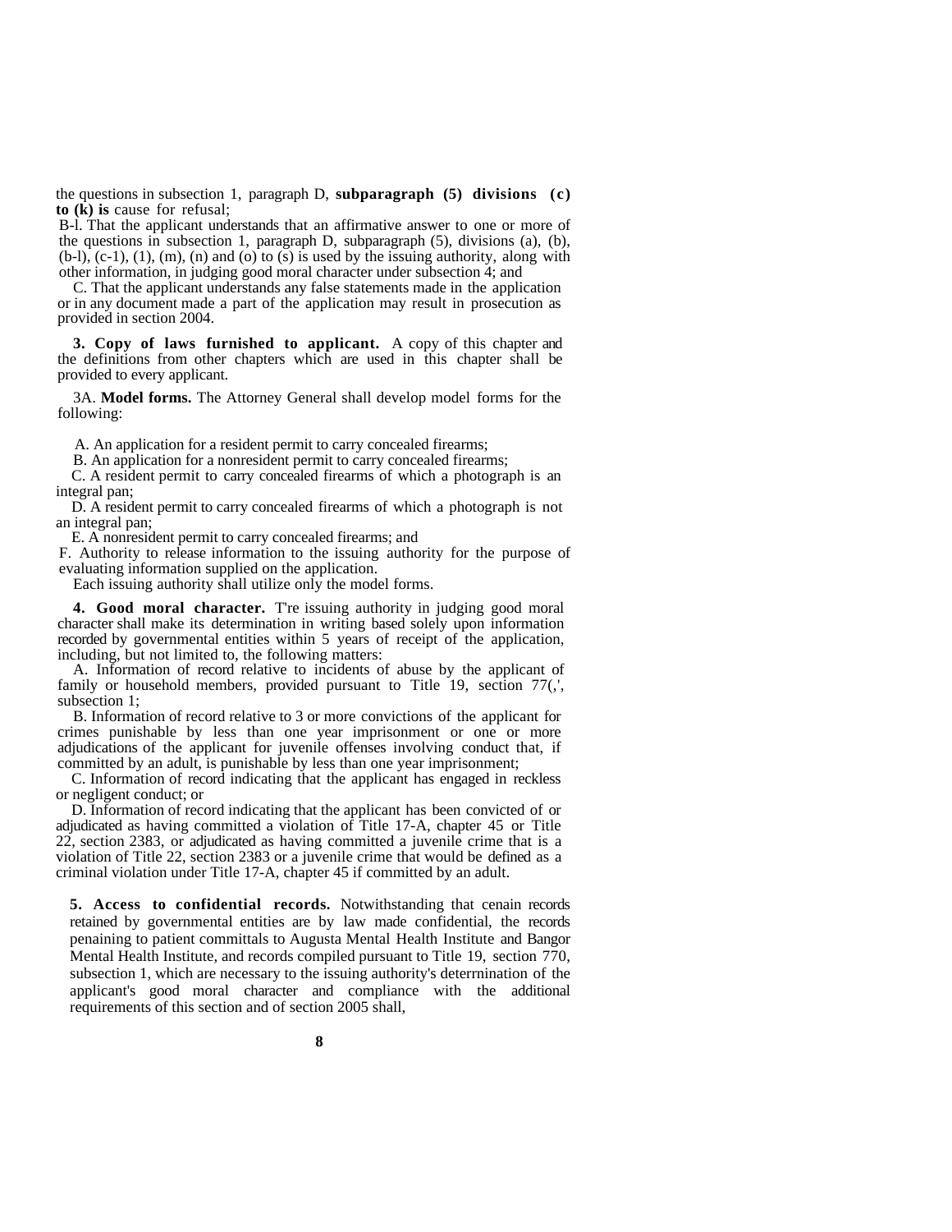the questions in subsection 1, paragraph D, **subparagraph (5) divisions (c) to (k) is** cause for refusal;

B-l. That the applicant understands that an affirmative answer to one or more of the questions in subsection 1, paragraph D, subparagraph (5), divisions (a), (b), (b-l), (c-1), (1), (m), (n) and (o) to (s) is used by the issuing authority, along with other information, in judging good moral character under subsection 4; and

C. That the applicant understands any false statements made in the application or in any document made a part of the application may result in prosecution as provided in section 2004.

**3. Copy of laws furnished to applicant.** A copy of this chapter and the definitions from other chapters which are used in this chapter shall be provided to every applicant.

3A. **Model forms.** The Attorney General shall develop model forms for the following:

A. An application for a resident permit to carry concealed firearms;

B. An application for a nonresident permit to carry concealed firearms;

C. A resident permit to carry concealed firearms of which a photograph is an integral pan;

D. A resident permit to carry concealed firearms of which a photograph is not an integral pan;

E. A nonresident permit to carry concealed firearms; and

F. Authority to release information to the issuing authority for the purpose of evaluating information supplied on the application.

Each issuing authority shall utilize only the model forms.

**4. Good moral character.** T're issuing authority in judging good moral character shall make its determination in writing based solely upon information recorded by governmental entities within 5 years of receipt of the application, including, but not limited to, the following matters:

A. Information of record relative to incidents of abuse by the applicant of family or household members, provided pursuant to Title 19, section 77(,', subsection 1;

B. Information of record relative to 3 or more convictions of the applicant for crimes punishable by less than one year imprisonment or one or more adjudications of the applicant for juvenile offenses involving conduct that, if committed by an adult, is punishable by less than one year imprisonment;

C. Information of record indicating that the applicant has engaged in reckless or negligent conduct; or

D. Information of record indicating that the applicant has been convicted of or adjudicated as having committed a violation of Title 17-A, chapter 45 or Title 22, section 2383, or adjudicated as having committed a juvenile crime that is a violation of Title 22, section 2383 or a juvenile crime that would be defined as a criminal violation under Title 17-A, chapter 45 if committed by an adult.

**5. Access to confidential records.** Notwithstanding that cenain records retained by governmental entities are by law made confidential, the records penaining to patient committals to Augusta Mental Health Institute and Bangor Mental Health Institute, and records compiled pursuant to Title 19, section 770, subsection 1, which are necessary to the issuing authority's deterrnination of the applicant's good moral character and compliance with the additional requirements of this section and of section 2005 shall,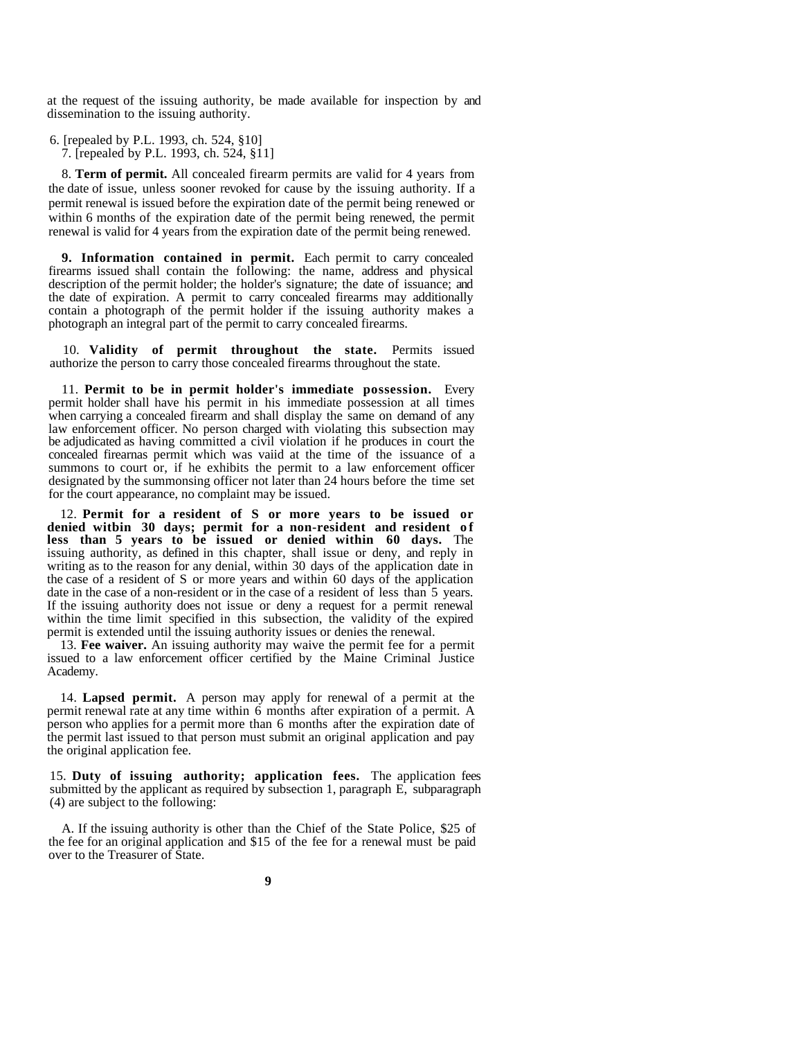at the request of the issuing authority, be made available for inspection by and dissemination to the issuing authority.

6. [repealed by P.L. 1993, ch. 524, §10]

7. [repealed by P.L. 1993, ch. 524, §11]

8. **Term of permit.** All concealed firearm permits are valid for 4 years from the date of issue, unless sooner revoked for cause by the issuing authority. If a permit renewal is issued before the expiration date of the permit being renewed or within 6 months of the expiration date of the permit being renewed, the permit renewal is valid for 4 years from the expiration date of the permit being renewed.

9. **Information contained in permit.** Each permit to carry concealed firearms issued shall contain the following: the name, address and physical description of the permit holder; the holder's signature; the date of issuance; and the date of expiration. A permit to carry concealed firearms may additionally contain a photograph of the permit holder if the issuing authority makes a photograph an integral part of the permit to carry concealed firearms.

10. **Validity of permit throughout the state.** Permits issued authorize the person to carry those concealed firearms throughout the state.

11. **Permit to be in permit holder's immediate possession.** Every permit holder shall have his permit in his immediate possession at all times when carrying a concealed firearm and shall display the same on demand of any law enforcement officer. No person charged with violating this subsection may be adjudicated as having committed a civil violation if he produces in court the concealed firearnas permit which was vaiid at the time of the issuance of a summons to court or, if he exhibits the permit to a law enforcement officer designated by the summonsing officer not later than 24 hours before the time set for the court appearance, no complaint may be issued.

12. **Permit for a resident of S or more years to be issued or denied witbin 30 days; permit for a non-resident and resident of less than 5 years to be issued or denied within 60 days.** The issuing authority, as defined in this chapter, shall issue or deny, and reply in writing as to the reason for any denial, within 30 days of the application date in the case of a resident of S or more years and within 60 days of the application date in the case of a non-resident or in the case of a resident of less than 5 years. If the issuing authority does not issue or deny a request for a permit renewal within the time limit specified in this subsection, the validity of the expired permit is extended until the issuing authority issues or denies the renewal.

13. **Fee waiver.** An issuing authority may waive the permit fee for a permit issued to a law enforcement officer certified by the Maine Criminal Justice Academy.

14. **Lapsed permit.** A person may apply for renewal of a permit at the permit renewal rate at any time within 6 months after expiration of a permit. A person who applies for a permit more than 6 months after the expiration date of the permit last issued to that person must submit an original application and pay the original application fee.

15. **Duty of issuing authority; application fees.** The application fees submitted by the applicant as required by subsection 1, paragraph E, subparagraph (4) are subject to the following:

A. If the issuing authority is other than the Chief of the State Police, $25 of the fee for an original application and $15 of the fee for a renewal must be paid over to the Treasurer of State.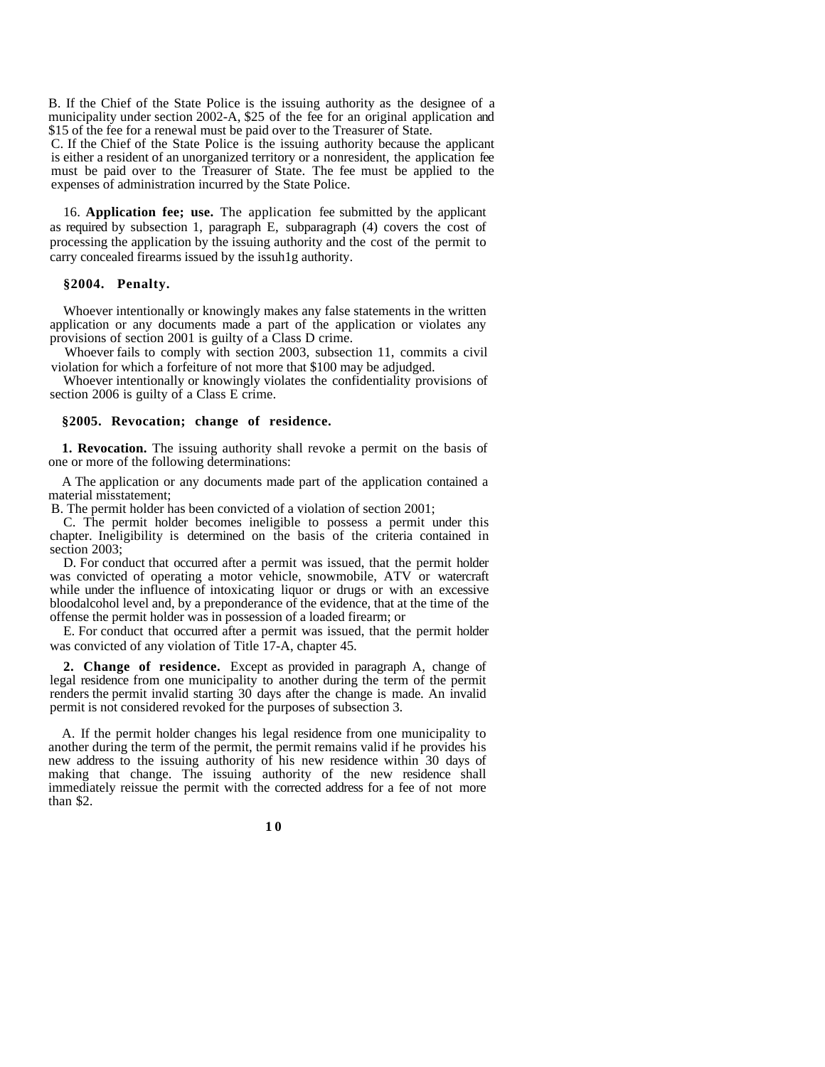B. If the Chief of the State Police is the issuing authority as the designee of a municipality under section 2002-A, $25 of the fee for an original application and $15 of the fee for a renewal must be paid over to the Treasurer of State.

C. If the Chief of the State Police is the issuing authority because the applicant is either a resident of an unorganized territory or a nonresident, the application fee must be paid over to the Treasurer of State. The fee must be applied to the expenses of administration incurred by the State Police.

16. **Application fee; use.** The application fee submitted by the applicant as required by subsection 1, paragraph E, subparagraph (4) covers the cost of processing the application by the issuing authority and the cost of the permit to carry concealed firearms issued by the issuh1g authority.

**§2004. Penalty.**

Whoever intentionally or knowingly makes any false statements in the written application or any documents made a part of the application or violates any provisions of section 2001 is guilty of a Class D crime.

Whoever fails to comply with section 2003, subsection 11, commits a civil violation for which a forfeiture of not more that $100 may be adjudged.

Whoever intentionally or knowingly violates the confidentiality provisions of section 2006 is guilty of a Class E crime.

**§2005. Revocation; change of residence.**

**1. Revocation.** The issuing authority shall revoke a permit on the basis of one or more of the following determinations:

A The application or any documents made part of the application contained a material misstatement;

B. The permit holder has been convicted of a violation of section 2001;

C. The permit holder becomes ineligible to possess a permit under this chapter. Ineligibility is determined on the basis of the criteria contained in section 2003;

D. For conduct that occurred after a permit was issued, that the permit holder was convicted of operating a motor vehicle, snowmobile, ATV or watercraft while under the influence of intoxicating liquor or drugs or with an excessive bloodalcohol level and, by a preponderance of the evidence, that at the time of the offense the permit holder was in possession of a loaded firearm; or

E. For conduct that occurred after a permit was issued, that the permit holder was convicted of any violation of Title 17-A, chapter 45.

**2. Change of residence.** Except as provided in paragraph A, change of legal residence from one municipality to another during the term of the permit renders the permit invalid starting 30 days after the change is made. An invalid permit is not considered revoked for the purposes of subsection 3.

A. If the permit holder changes his legal residence from one municipality to another during the term of the permit, the permit remains valid if he provides his new address to the issuing authority of his new residence within 30 days of making that change. The issuing authority of the new residence shall immediately reissue the permit with the corrected address for a fee of not more than $2.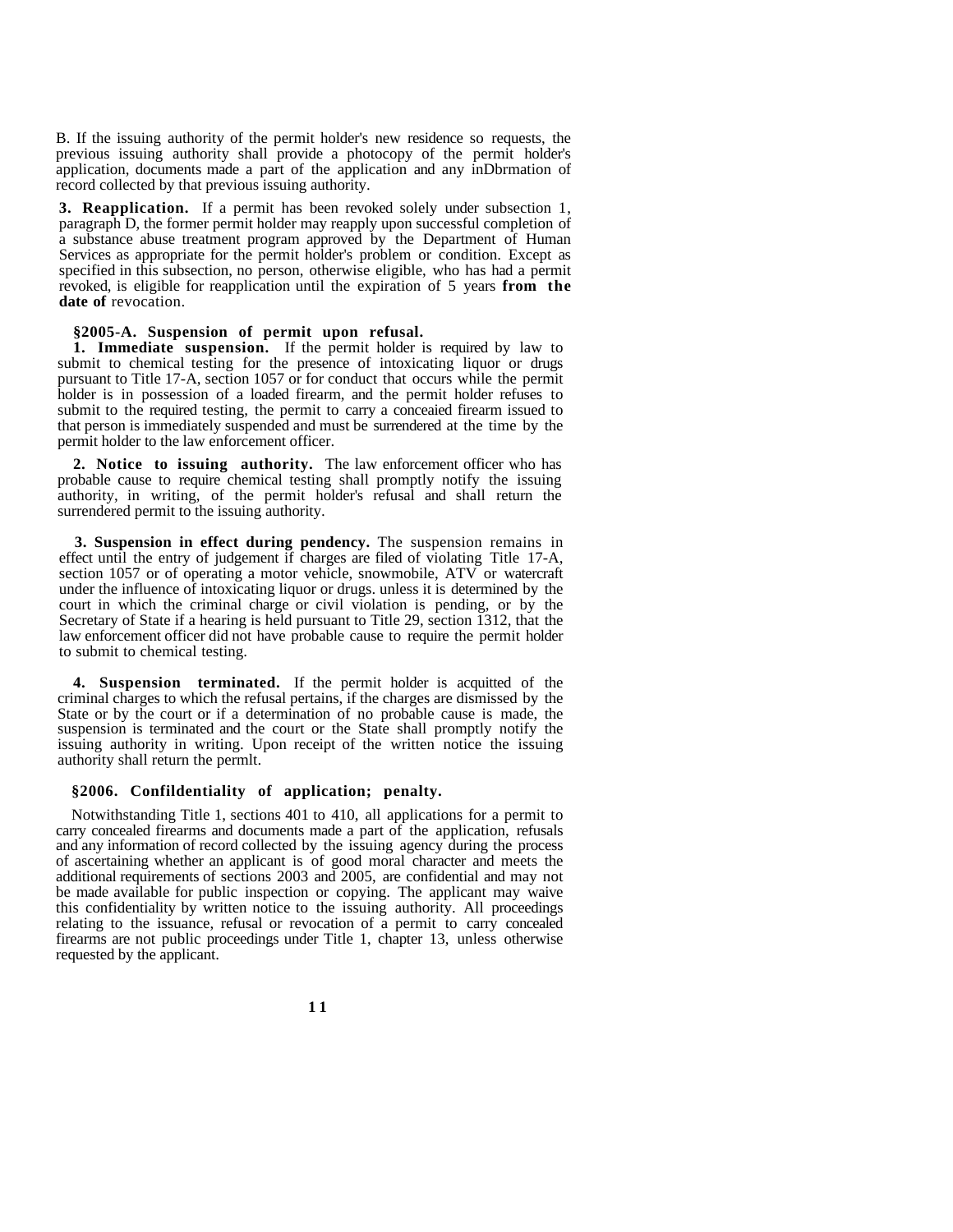B. If the issuing authority of the permit holder's new residence so requests, the previous issuing authority shall provide a photocopy of the permit holder's application, documents made a part of the application and any inDbrmation of record collected by that previous issuing authority.

**3. Reapplication.** If a permit has been revoked solely under subsection 1, paragraph D, the former permit holder may reapply upon successful completion of a substance abuse treatment program approved by the Department of Human Services as appropriate for the permit holder's problem or condition. Except as specified in this subsection, no person, otherwise eligible, who has had a permit revoked, is eligible for reapplication until the expiration of 5 years **from the date of** revocation.

### §2005-A. Suspension of permit upon refusal.

**1. Immediate suspension.** If the permit holder is required by law to submit to chemical testing for the presence of intoxicating liquor or drugs pursuant to Title 17-A, section 1057 or for conduct that occurs while the permit holder is in possession of a loaded firearm, and the permit holder refuses to submit to the required testing, the permit to carry a conceaied firearm issued to that person is immediately suspended and must be surrendered at the time by the permit holder to the law enforcement officer.

**2. Notice to issuing authority.** The law enforcement officer who has probable cause to require chemical testing shall promptly notify the issuing authority, in writing, of the permit holder's refusal and shall return the surrendered permit to the issuing authority.

**3. Suspension in effect during pendency.** The suspension remains in effect until the entry of judgement if charges are filed of violating Title 17-A, section 1057 or of operating a motor vehicle, snowmobile, ATV or watercraft under the influence of intoxicating liquor or drugs. unless it is determined by the court in which the criminal charge or civil violation is pending, or by the Secretary of State if a hearing is held pursuant to Title 29, section 1312, that the law enforcement officer did not have probable cause to require the permit holder to submit to chemical testing.

**4. Suspension terminated.** If the permit holder is acquitted of the criminal charges to which the refusal pertains, if the charges are dismissed by the State or by the court or if a determination of no probable cause is made, the suspension is terminated and the court or the State shall promptly notify the issuing authority in writing. Upon receipt of the written notice the issuing authority shall return the permlt.

### §2006. Confildentiality of application; penalty.

Notwithstanding Title 1, sections 401 to 410, all applications for a permit to carry concealed firearms and documents made a part of the application, refusals and any information of record collected by the issuing agency during the process of ascertaining whether an applicant is of good moral character and meets the additional requirements of sections 2003 and 2005, are confidential and may not be made available for public inspection or copying. The applicant may waive this confidentiality by written notice to the issuing authority. All proceedings relating to the issuance, refusal or revocation of a permit to carry concealed firearms are not public proceedings under Title 1, chapter 13, unless otherwise requested by the applicant.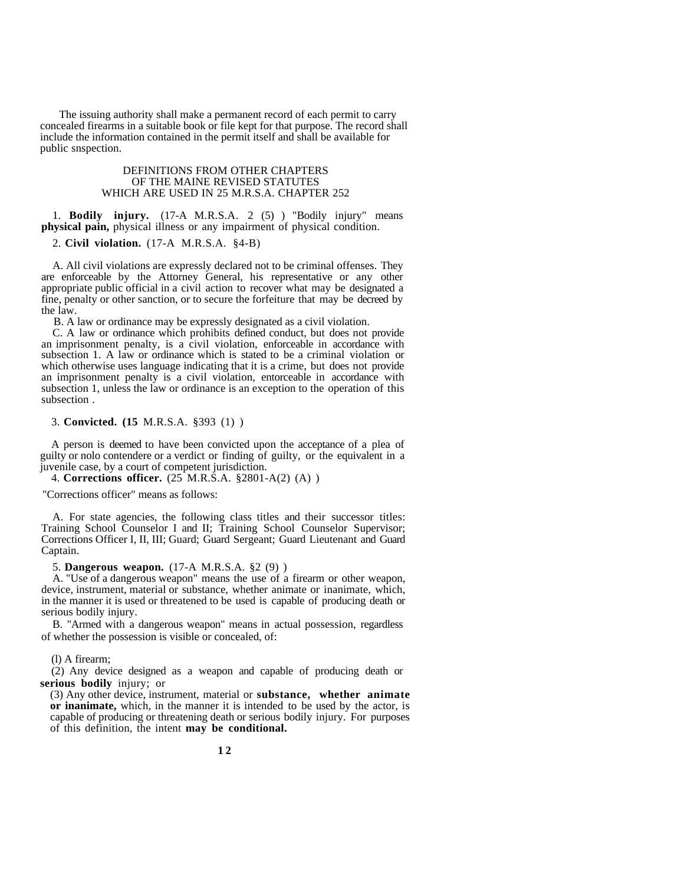The issuing authority shall make a permanent record of each permit to carry concealed firearms in a suitable book or file kept for that purpose. The record shall include the information contained in the permit itself and shall be available for public snspection.

## DEFINITIONS FROM OTHER CHAPTERS OF THE MAINE REVISED STATUTES WHICH ARE USED IN 25 M.R.S.A. CHAPTER 252

1. **Bodily injury.** (17-A M.R.S.A. 2 (5) ) "Bodily injury" means **physical pain,** physical illness or any impairment of physical condition.

2. **Civil violation.** (17-A M.R.S.A. §4-B)

A. All civil violations are expressly declared not to be criminal offenses. They are enforceable by the Attorney General, his representative or any other appropriate public official in a civil action to recover what may be designated a fine, penalty or other sanction, or to secure the forfeiture that may be decreed by the law.

B. A law or ordinance may be expressly designated as a civil violation.

C. A law or ordinance which prohibits defined conduct, but does not provide an imprisonment penalty, is a civil violation, enforceable in accordance with subsection 1. A law or ordinance which is stated to be a criminal violation or which otherwise uses language indicating that it is a crime, but does not provide an imprisonment penalty is a civil violation, entorceable in accordance with subsection 1, unless the law or ordinance is an exception to the operation of this subsection .

3. **Convicted. (15** M.R.S.A. §393 (1) )

A person is deemed to have been convicted upon the acceptance of a plea of guilty or nolo contendere or a verdict or finding of guilty, or the equivalent in a juvenile case, by a court of competent jurisdiction.

4. **Corrections officer.** (25 M.R.S.A. §2801-A(2) (A) )

"Corrections officer" means as follows:

A. For state agencies, the following class titles and their successor titles: Training School Counselor I and II; Training School Counselor Supervisor; Corrections Officer I, II, III; Guard; Guard Sergeant; Guard Lieutenant and Guard Captain.

5. **Dangerous weapon.** (17-A M.R.S.A. §2 (9) )

A. "Use of a dangerous weapon" means the use of a firearm or other weapon, device, instrument, material or substance, whether animate or inanimate, which, in the manner it is used or threatened to be used is capable of producing death or serious bodily injury.

B. "Armed with a dangerous weapon" means in actual possession, regardless of whether the possession is visible or concealed, of:

(l) A firearm;

(2) Any device designed as a weapon and capable of producing death or **serious bodily** injury; or

(3) Any other device, instrument, material or **substance, whether animate or inanimate,** which, in the manner it is intended to be used by the actor, is capable of producing or threatening death or serious bodily injury. For purposes of this definition, the intent **may be conditional.**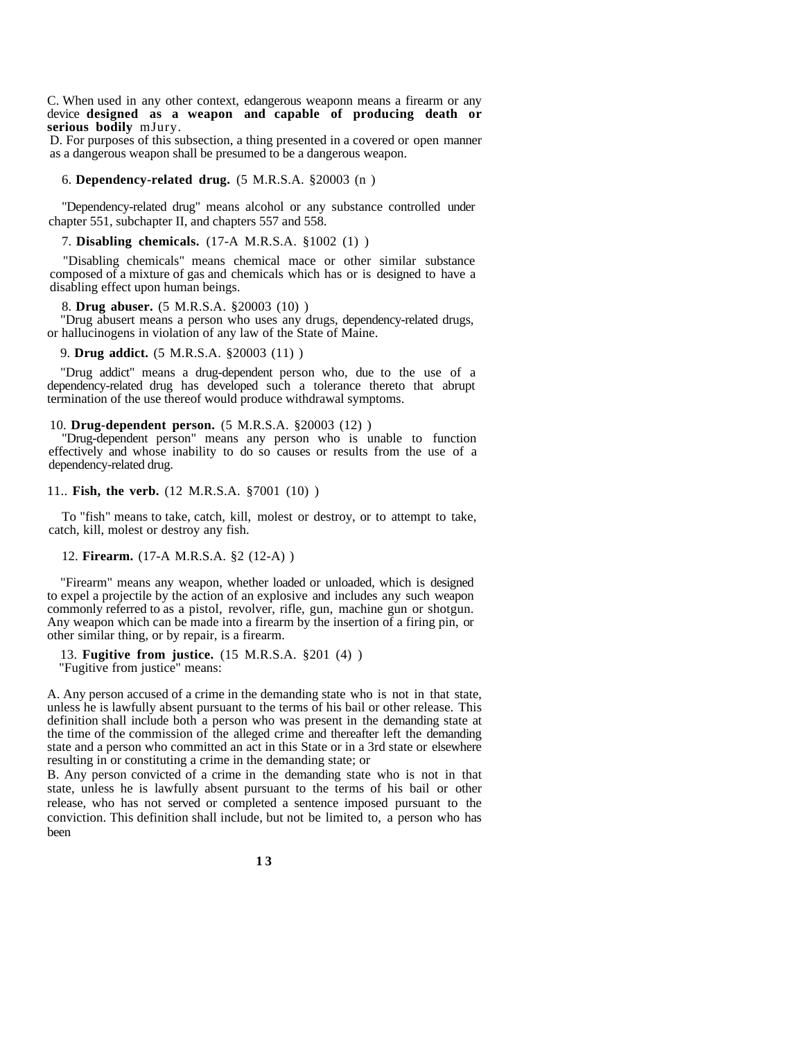C. When used in any other context, edangerous weaponn means a firearm or any device **designed as a weapon and capable of producing death or serious bodily** mJury.

D. For purposes of this subsection, a thing presented in a covered or open manner as a dangerous weapon shall be presumed to be a dangerous weapon.

6. **Dependency-related drug.** (5 M.R.S.A. §20003 (n )

"Dependency-related drug" means alcohol or any substance controlled under chapter 551, subchapter II, and chapters 557 and 558.

7. **Disabling chemicals.** (17-A M.R.S.A. §1002 (1) )

"Disabling chemicals" means chemical mace or other similar substance composed of a mixture of gas and chemicals which has or is designed to have a disabling effect upon human beings.

8. **Drug abuser.** (5 M.R.S.A. §20003 (10) )

"Drug abusert means a person who uses any drugs, dependency-related drugs, or hallucinogens in violation of any law of the State of Maine.

9. **Drug addict.** (5 M.R.S.A. §20003 (11) )

"Drug addict" means a drug-dependent person who, due to the use of a dependency-related drug has developed such a tolerance thereto that abrupt termination of the use thereof would produce withdrawal symptoms.

10. **Drug-dependent person.** (5 M.R.S.A. §20003 (12) )

"Drug-dependent person" means any person who is unable to function effectively and whose inability to do so causes or results from the use of a dependency-related drug.

11.. **Fish, the verb.** (12 M.R.S.A. §7001 (10) )

To "fish" means to take, catch, kill, molest or destroy, or to attempt to take, catch, kill, molest or destroy any fish.

12. **Firearm.** (17-A M.R.S.A. §2 (12-A) )

"Firearm" means any weapon, whether loaded or unloaded, which is designed to expel a projectile by the action of an explosive and includes any such weapon commonly referred to as a pistol, revolver, rifle, gun, machine gun or shotgun. Any weapon which can be made into a firearm by the insertion of a firing pin, or other similar thing, or by repair, is a firearm.

13. **Fugitive from justice.** (15 M.R.S.A. §201 (4) )

"Fugitive from justice" means:

A. Any person accused of a crime in the demanding state who is not in that state, unless he is lawfully absent pursuant to the terms of his bail or other release. This definition shall include both a person who was present in the demanding state at the time of the commission of the alleged crime and thereafter left the demanding state and a person who committed an act in this State or in a 3rd state or elsewhere resulting in or constituting a crime in the demanding state; or

B. Any person convicted of a crime in the demanding state who is not in that state, unless he is lawfully absent pursuant to the terms of his bail or other release, who has not served or completed a sentence imposed pursuant to the conviction. This definition shall include, but not be limited to, a person who has been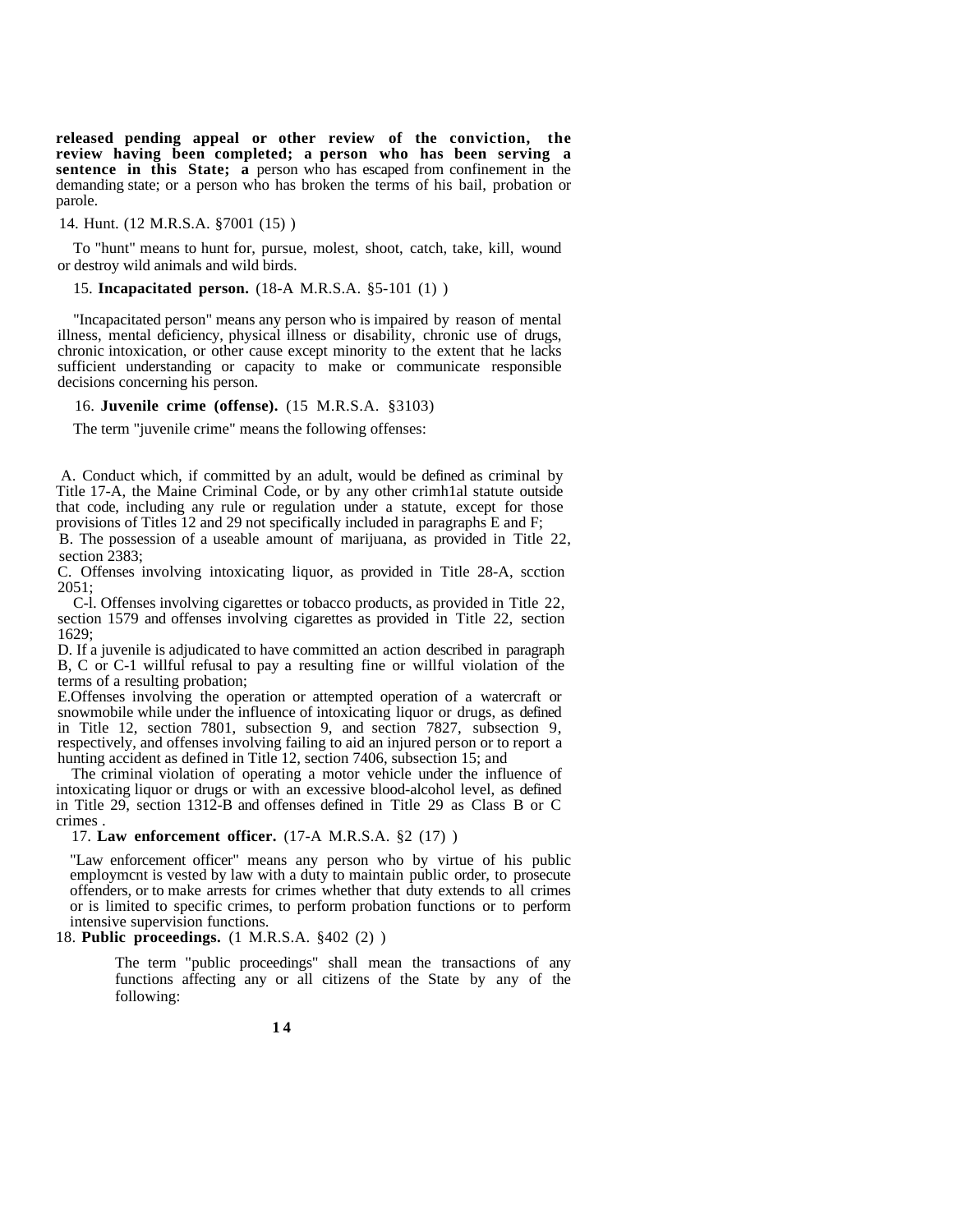**released pending appeal or other review of the conviction, the review having been completed; a person who has been serving a sentence in this State; a** person who has escaped from confinement in the demanding state; or a person who has broken the terms of his bail, probation or parole.

14. Hunt. (12 M.R.S.A. §7001 (15) )

To "hunt" means to hunt for, pursue, molest, shoot, catch, take, kill, wound or destroy wild animals and wild birds.

15. **Incapacitated person.** (18-A M.R.S.A. §5-101 (1) )

"Incapacitated person" means any person who is impaired by reason of mental illness, mental deficiency, physical illness or disability, chronic use of drugs, chronic intoxication, or other cause except minority to the extent that he lacks sufficient understanding or capacity to make or communicate responsible decisions concerning his person.

16. **Juvenile crime (offense).** (15 M.R.S.A. §3103)

The term "juvenile crime" means the following offenses:

A. Conduct which, if committed by an adult, would be defined as criminal by Title 17-A, the Maine Criminal Code, or by any other crimh1al statute outside that code, including any rule or regulation under a statute, except for those provisions of Titles 12 and 29 not specifically included in paragraphs E and F;

B. The possession of a useable amount of marijuana, as provided in Title 22, section 2383;

C. Offenses involving intoxicating liquor, as provided in Title 28-A, scction 2051;

C-l. Offenses involving cigarettes or tobacco products, as provided in Title 22, section 1579 and offenses involving cigarettes as provided in Title 22, section 1629;

D. If a juvenile is adjudicated to have committed an action described in paragraph B, C or C-1 willful refusal to pay a resulting fine or willful violation of the terms of a resulting probation;

E.Offenses involving the operation or attempted operation of a watercraft or snowmobile while under the influence of intoxicating liquor or drugs, as defined in Title 12, section 7801, subsection 9, and section 7827, subsection 9, respectively, and offenses involving failing to aid an injured person or to report a hunting accident as defined in Title 12, section 7406, subsection 15; and

The criminal violation of operating a motor vehicle under the influence of intoxicating liquor or drugs or with an excessive blood-alcohol level, as defined in Title 29, section 1312-B and offenses defined in Title 29 as Class B or C crimes .

17. **Law enforcement officer.** (17-A M.R.S.A. §2 (17) )

"Law enforcement officer" means any person who by virtue of his public employmcnt is vested by law with a duty to maintain public order, to prosecute offenders, or to make arrests for crimes whether that duty extends to all crimes or is limited to specific crimes, to perform probation functions or to perform intensive supervision functions.

18. **Public proceedings.** (1 M.R.S.A. §402 (2) )

The term "public proceedings" shall mean the transactions of any functions affecting any or all citizens of the State by any of the following: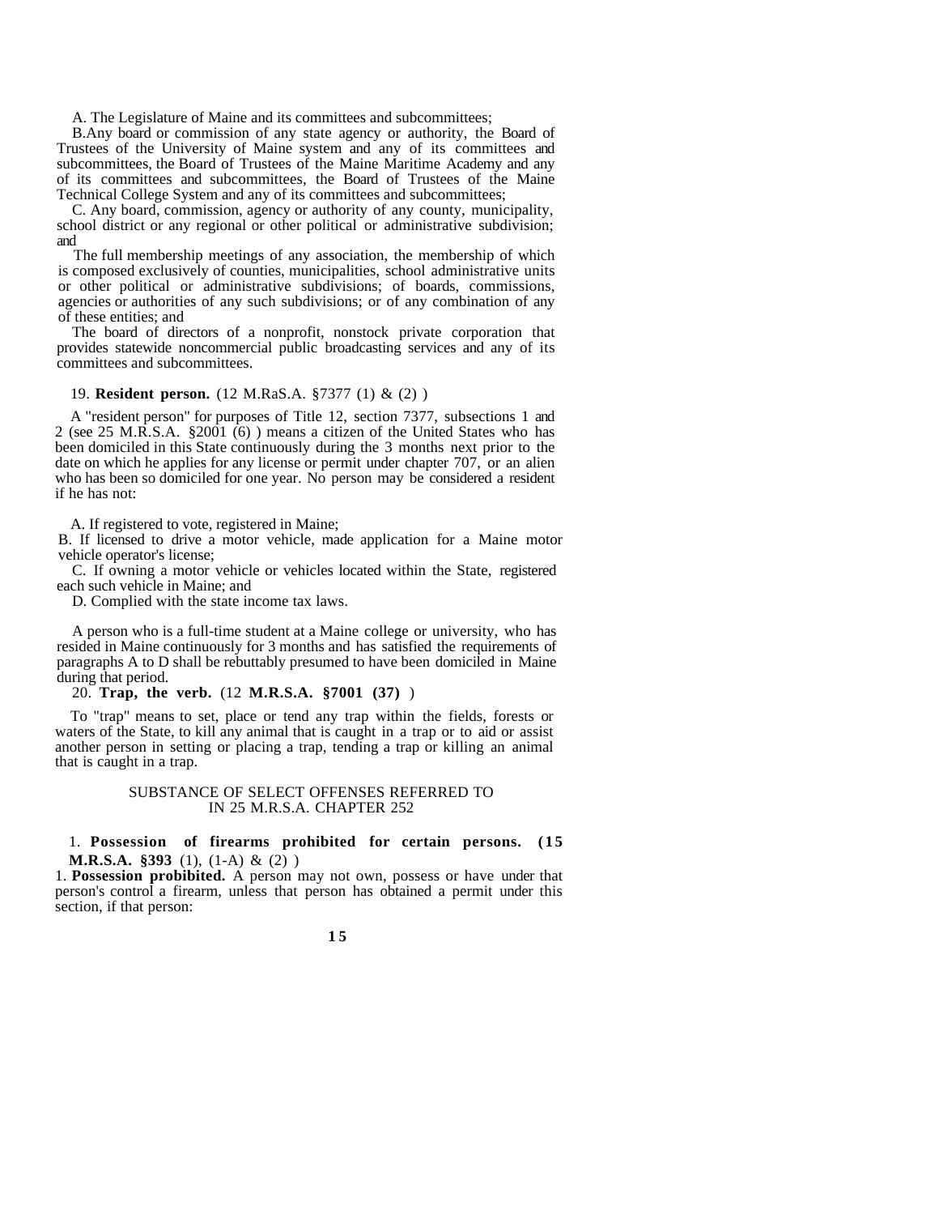A. The Legislature of Maine and its committees and subcommittees;

B.Any board or commission of any state agency or authority, the Board of Trustees of the University of Maine system and any of its committees and subcommittees, the Board of Trustees of the Maine Maritime Academy and any of its committees and subcommittees, the Board of Trustees of the Maine Technical College System and any of its committees and subcommittees;

C. Any board, commission, agency or authority of any county, municipality, school district or any regional or other political or administrative subdivision; and

The full membership meetings of any association, the membership of which is composed exclusively of counties, municipalities, school administrative units or other political or administrative subdivisions; of boards, commissions, agencies or authorities of any such subdivisions; or of any combination of any of these entities; and

The board of directors of a nonprofit, nonstock private corporation that provides statewide noncommercial public broadcasting services and any of its committees and subcommittees.

19. **Resident person.** (12 M.RaS.A. §7377 (1) & (2) )

A "resident person" for purposes of Title 12, section 7377, subsections 1 and 2 (see 25 M.R.S.A. §2001 (6) ) means a citizen of the United States who has been domiciled in this State continuously during the 3 months next prior to the date on which he applies for any license or permit under chapter 707, or an alien who has been so domiciled for one year. No person may be considered a resident if he has not:

A. If registered to vote, registered in Maine;

B. If licensed to drive a motor vehicle, made application for a Maine motor vehicle operator's license;

C. If owning a motor vehicle or vehicles located within the State, registered each such vehicle in Maine; and

D. Complied with the state income tax laws.

A person who is a full-time student at a Maine college or university, who has resided in Maine continuously for 3 months and has satisfied the requirements of paragraphs A to D shall be rebuttably presumed to have been domiciled in Maine during that period.

20. **Trap, the verb.** (12 **M.R.S.A. §7001 (37)** )

To "trap" means to set, place or tend any trap within the fields, forests or waters of the State, to kill any animal that is caught in a trap or to aid or assist another person in setting or placing a trap, tending a trap or killing an animal that is caught in a trap.

## SUBSTANCE OF SELECT OFFENSES REFERRED TO IN 25 M.R.S.A. CHAPTER 252

1. **Possession of firearms prohibited for certain persons. (15 M.R.S.A. §393** (1), (1-A) & (2) )

1. **Possession probibited.** A person may not own, possess or have under that person's control a firearm, unless that person has obtained a permit under this section, if that person: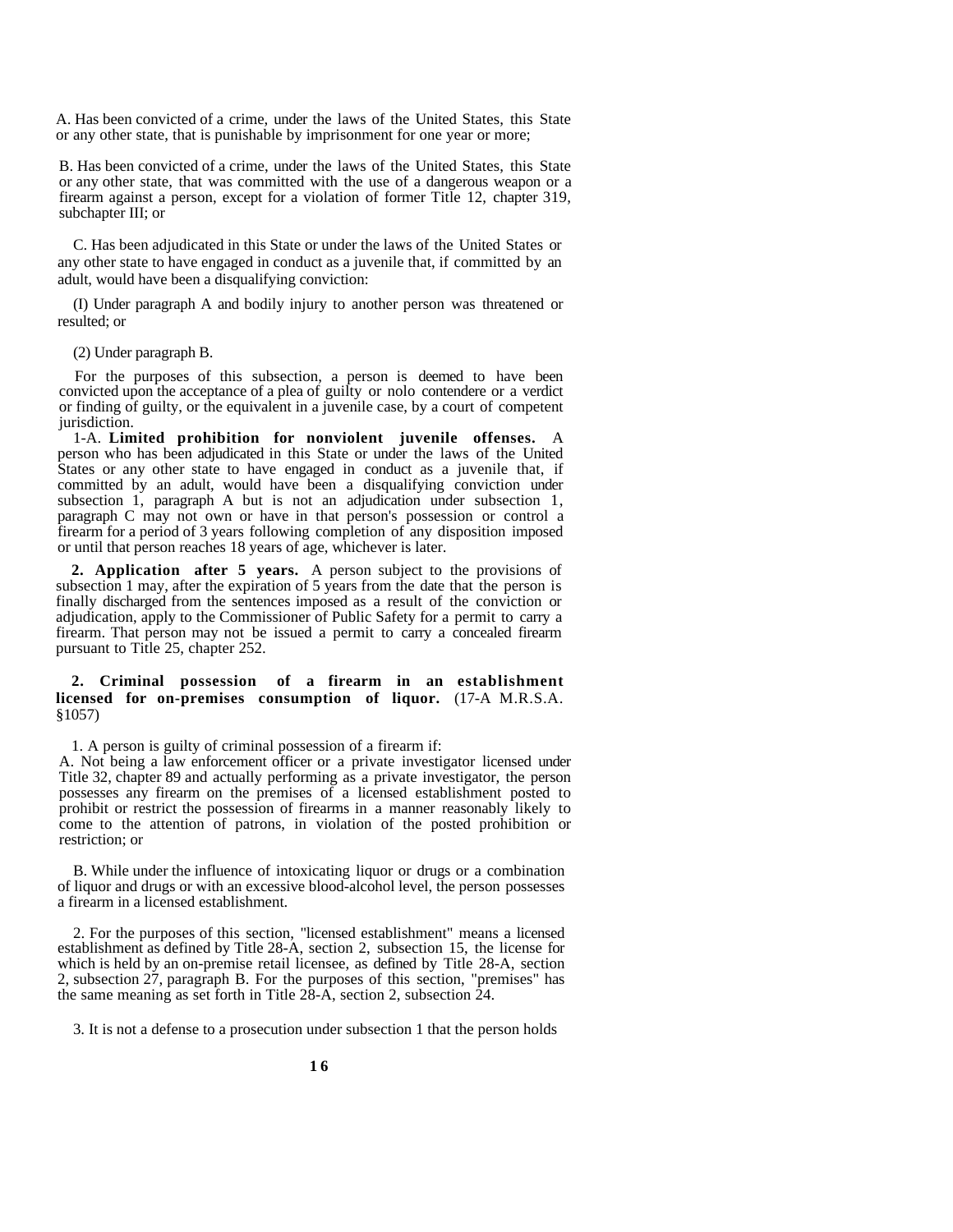A. Has been convicted of a crime, under the laws of the United States, this State or any other state, that is punishable by imprisonment for one year or more;

B. Has been convicted of a crime, under the laws of the United States, this State or any other state, that was committed with the use of a dangerous weapon or a firearm against a person, except for a violation of former Title 12, chapter 319, subchapter III; or

C. Has been adjudicated in this State or under the laws of the United States or any other state to have engaged in conduct as a juvenile that, if committed by an adult, would have been a disqualifying conviction:

(I) Under paragraph A and bodily injury to another person was threatened or resulted; or

(2) Under paragraph B.

For the purposes of this subsection, a person is deemed to have been convicted upon the acceptance of a plea of guilty or nolo contendere or a verdict or finding of guilty, or the equivalent in a juvenile case, by a court of competent jurisdiction.

1-A. **Limited prohibition for nonviolent juvenile offenses.** A person who has been adjudicated in this State or under the laws of the United States or any other state to have engaged in conduct as a juvenile that, if committed by an adult, would have been a disqualifying conviction under subsection 1, paragraph A but is not an adjudication under subsection 1, paragraph C may not own or have in that person's possession or control a firearm for a period of 3 years following completion of any disposition imposed or until that person reaches 18 years of age, whichever is later.

**2. Application after 5 years.** A person subject to the provisions of subsection 1 may, after the expiration of 5 years from the date that the person is finally discharged from the sentences imposed as a result of the conviction or adjudication, apply to the Commissioner of Public Safety for a permit to carry a firearm. That person may not be issued a permit to carry a concealed firearm pursuant to Title 25, chapter 252.

**2. Criminal possession of a firearm in an establishment licensed for on-premises consumption of liquor.** (17-A M.R.S.A. §1057)

1. A person is guilty of criminal possession of a firearm if:

A. Not being a law enforcement officer or a private investigator licensed under Title 32, chapter 89 and actually performing as a private investigator, the person possesses any firearm on the premises of a licensed establishment posted to prohibit or restrict the possession of firearms in a manner reasonably likely to come to the attention of patrons, in violation of the posted prohibition or restriction; or

B. While under the influence of intoxicating liquor or drugs or a combination of liquor and drugs or with an excessive blood-alcohol level, the person possesses a firearm in a licensed establishment.

2. For the purposes of this section, "licensed establishment" means a licensed establishment as defined by Title 28-A, section 2, subsection 15, the license for which is held by an on-premise retail licensee, as defined by Title 28-A, section 2, subsection 27, paragraph B. For the purposes of this section, "premises" has the same meaning as set forth in Title 28-A, section 2, subsection 24.

3. It is not a defense to a prosecution under subsection 1 that the person holds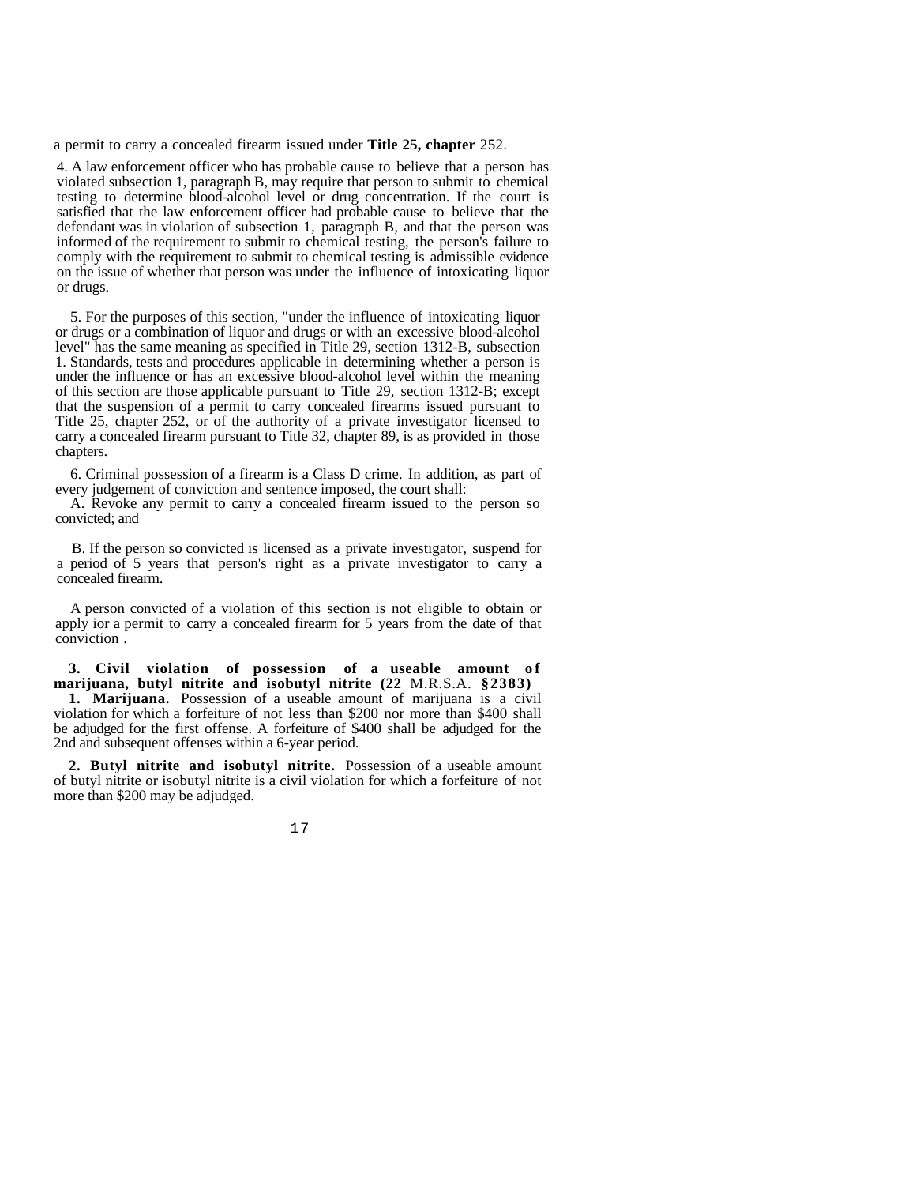a permit to carry a concealed firearm issued under **Title 25, chapter** 252.

4. A law enforcement officer who has probable cause to believe that a person has violated subsection 1, paragraph B, may require that person to submit to chemical testing to determine blood-alcohol level or drug concentration. If the court is satisfied that the law enforcement officer had probable cause to believe that the defendant was in violation of subsection 1, paragraph B, and that the person was informed of the requirement to submit to chemical testing, the person's failure to comply with the requirement to submit to chemical testing is admissible evidence on the issue of whether that person was under the influence of intoxicating liquor or drugs.

5. For the purposes of this section, "under the influence of intoxicating liquor or drugs or a combination of liquor and drugs or with an excessive blood-alcohol level" has the same meaning as specified in Title 29, section 1312-B, subsection 1. Standards, tests and procedures applicable in determining whether a person is under the influence or has an excessive blood-alcohol level within the meaning of this section are those applicable pursuant to Title 29, section 1312-B; except that the suspension of a permit to carry concealed firearms issued pursuant to Title 25, chapter 252, or of the authority of a private investigator licensed to carry a concealed firearm pursuant to Title 32, chapter 89, is as provided in those chapters.

6. Criminal possession of a firearm is a Class D crime. In addition, as part of every judgement of conviction and sentence imposed, the court shall:

A. Revoke any permit to carry a concealed firearm issued to the person so convicted; and

B. If the person so convicted is licensed as a private investigator, suspend for a period of 5 years that person's right as a private investigator to carry a concealed firearm.

A person convicted of a violation of this section is not eligible to obtain or apply ior a permit to carry a concealed firearm for 5 years from the date of that conviction .

**3. Civil violation of possession of a useable amount of marijuana, butyl nitrite and isobutyl nitrite (22** M.R.S.A. **§2383)**

**1. Marijuana.** Possession of a useable amount of marijuana is a civil violation for which a forfeiture of not less than $200 nor more than $400 shall be adjudged for the first offense. A forfeiture of $400 shall be adjudged for the 2nd and subsequent offenses within a 6-year period.

**2. Butyl nitrite and isobutyl nitrite.** Possession of a useable amount of butyl nitrite or isobutyl nitrite is a civil violation for which a forfeiture of not more than $200 may be adjudged.